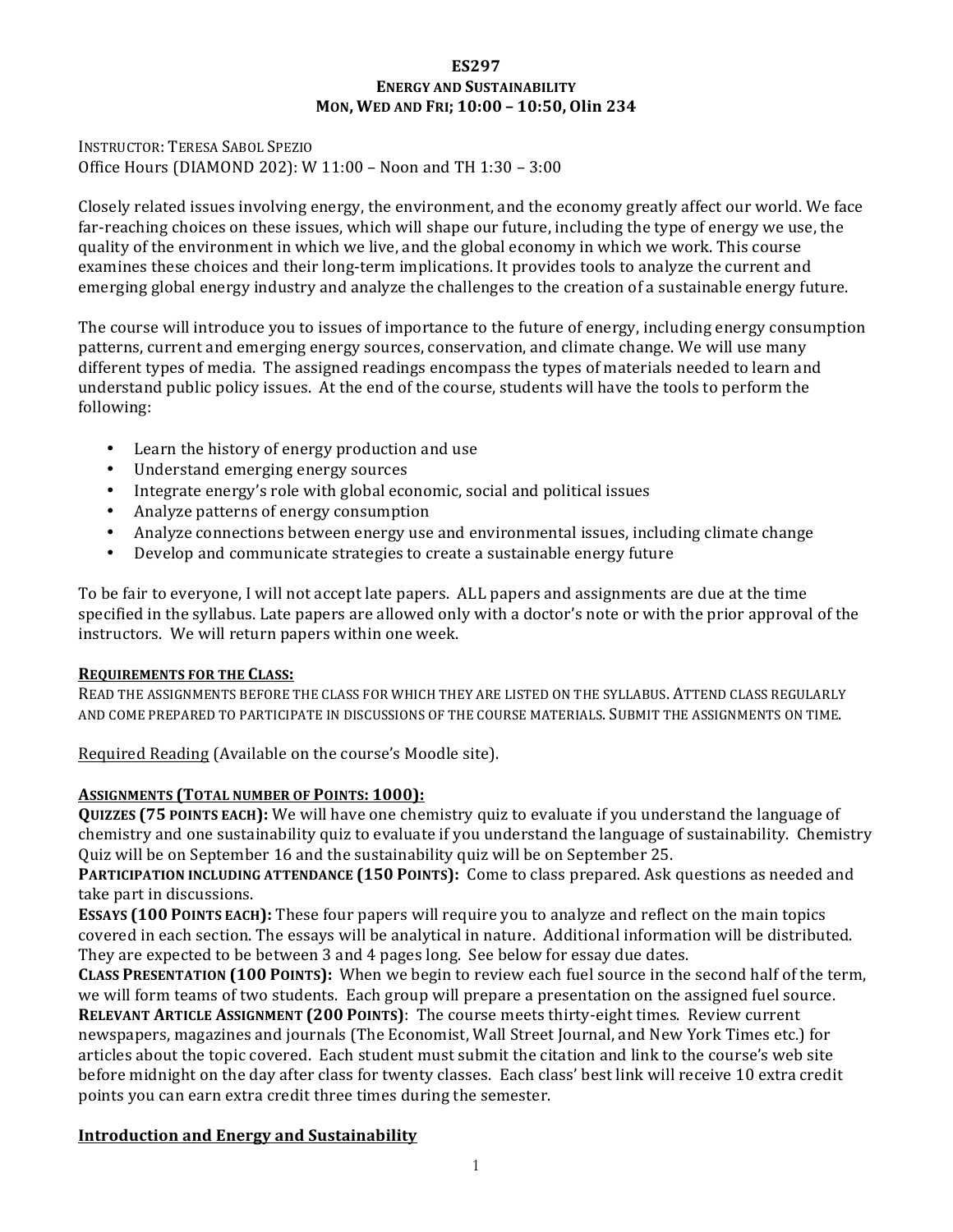# ES297
## ENERGY AND SUSTAINABILITY
### MON, WED AND FRI; 10:00 – 10:50, Olin 234

INSTRUCTOR: TERESA SABOL SPEZIO
Office Hours (DIAMOND 202): W 11:00 – Noon and TH 1:30 – 3:00

Closely related issues involving energy, the environment, and the economy greatly affect our world. We face far-reaching choices on these issues, which will shape our future, including the type of energy we use, the quality of the environment in which we live, and the global economy in which we work. This course examines these choices and their long-term implications. It provides tools to analyze the current and emerging global energy industry and analyze the challenges to the creation of a sustainable energy future.

The course will introduce you to issues of importance to the future of energy, including energy consumption patterns, current and emerging energy sources, conservation, and climate change. We will use many different types of media. The assigned readings encompass the types of materials needed to learn and understand public policy issues. At the end of the course, students will have the tools to perform the following:

- Learn the history of energy production and use
- Understand emerging energy sources
- Integrate energy's role with global economic, social and political issues
- Analyze patterns of energy consumption
- Analyze connections between energy use and environmental issues, including climate change
- Develop and communicate strategies to create a sustainable energy future

To be fair to everyone, I will not accept late papers. ALL papers and assignments are due at the time specified in the syllabus. Late papers are allowed only with a doctor's note or with the prior approval of the instructors. We will return papers within one week.

**REQUIREMENTS FOR THE CLASS:**

READ THE ASSIGNMENTS BEFORE THE CLASS FOR WHICH THEY ARE LISTED ON THE SYLLABUS. ATTEND CLASS REGULARLY AND COME PREPARED TO PARTICIPATE IN DISCUSSIONS OF THE COURSE MATERIALS. SUBMIT THE ASSIGNMENTS ON TIME.

Required Reading (Available on the course's Moodle site).

**ASSIGNMENTS (TOTAL NUMBER OF POINTS: 1000):**

**QUIZZES (75 POINTS EACH):** We will have one chemistry quiz to evaluate if you understand the language of chemistry and one sustainability quiz to evaluate if you understand the language of sustainability. Chemistry Quiz will be on September 16 and the sustainability quiz will be on September 25.

**PARTICIPATION INCLUDING ATTENDANCE (150 POINTS):** Come to class prepared. Ask questions as needed and take part in discussions.

**ESSAYS (100 POINTS EACH):** These four papers will require you to analyze and reflect on the main topics covered in each section. The essays will be analytical in nature. Additional information will be distributed. They are expected to be between 3 and 4 pages long. See below for essay due dates.

**CLASS PRESENTATION (100 POINTS):** When we begin to review each fuel source in the second half of the term, we will form teams of two students. Each group will prepare a presentation on the assigned fuel source.

**RELEVANT ARTICLE ASSIGNMENT (200 POINTS):** The course meets thirty-eight times. Review current newspapers, magazines and journals (The Economist, Wall Street Journal, and New York Times etc.) for articles about the topic covered. Each student must submit the citation and link to the course's web site before midnight on the day after class for twenty classes. Each class' best link will receive 10 extra credit points you can earn extra credit three times during the semester.

## Introduction and Energy and Sustainability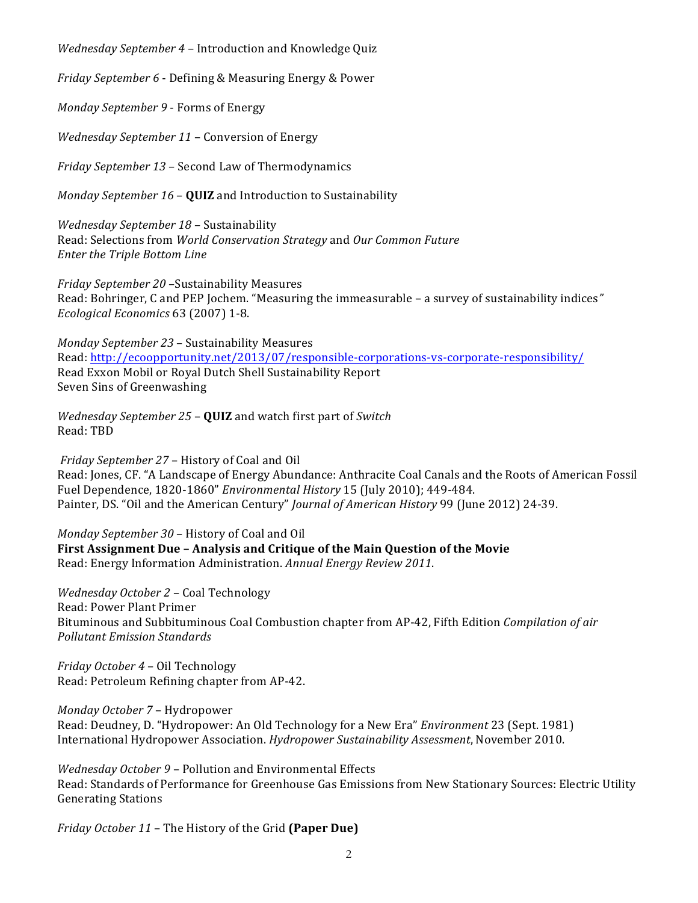*Wednesday September 4* – Introduction and Knowledge Quiz

*Friday September 6* - Defining & Measuring Energy & Power

*Monday September 9* - Forms of Energy

*Wednesday September 11* – Conversion of Energy

*Friday September 13* – Second Law of Thermodynamics

*Monday September 16* – **QUIZ** and Introduction to Sustainability

*Wednesday September 18* – Sustainability
Read: Selections from *World Conservation Strategy* and *Our Common Future*
*Enter the Triple Bottom Line*

*Friday September 20* –Sustainability Measures
Read: Bohringer, C and PEP Jochem. "Measuring the immeasurable – a survey of sustainability indices" *Ecological Economics* 63 (2007) 1-8.

*Monday September 23* – Sustainability Measures
Read: http://ecoopportunity.net/2013/07/responsible-corporations-vs-corporate-responsibility/
Read Exxon Mobil or Royal Dutch Shell Sustainability Report
Seven Sins of Greenwashing

*Wednesday September 25* – **QUIZ** and watch first part of *Switch*
Read: TBD

*Friday September 27* – History of Coal and Oil
Read: Jones, CF. "A Landscape of Energy Abundance: Anthracite Coal Canals and the Roots of American Fossil Fuel Dependence, 1820-1860" *Environmental History* 15 (July 2010); 449-484.
Painter, DS. "Oil and the American Century" *Journal of American History* 99 (June 2012) 24-39.

*Monday September 30* – History of Coal and Oil
**First Assignment Due – Analysis and Critique of the Main Question of the Movie**
Read: Energy Information Administration. *Annual Energy Review 2011*.

*Wednesday October 2* – Coal Technology
Read: Power Plant Primer
Bituminous and Subbituminous Coal Combustion chapter from AP-42, Fifth Edition *Compilation of air Pollutant Emission Standards*

*Friday October 4* – Oil Technology
Read: Petroleum Refining chapter from AP-42.

*Monday October 7* – Hydropower
Read: Deudney, D. "Hydropower: An Old Technology for a New Era" *Environment* 23 (Sept. 1981)
International Hydropower Association. *Hydropower Sustainability Assessment*, November 2010.

*Wednesday October 9* – Pollution and Environmental Effects
Read: Standards of Performance for Greenhouse Gas Emissions from New Stationary Sources: Electric Utility Generating Stations

*Friday October 11* – The History of the Grid **(Paper Due)**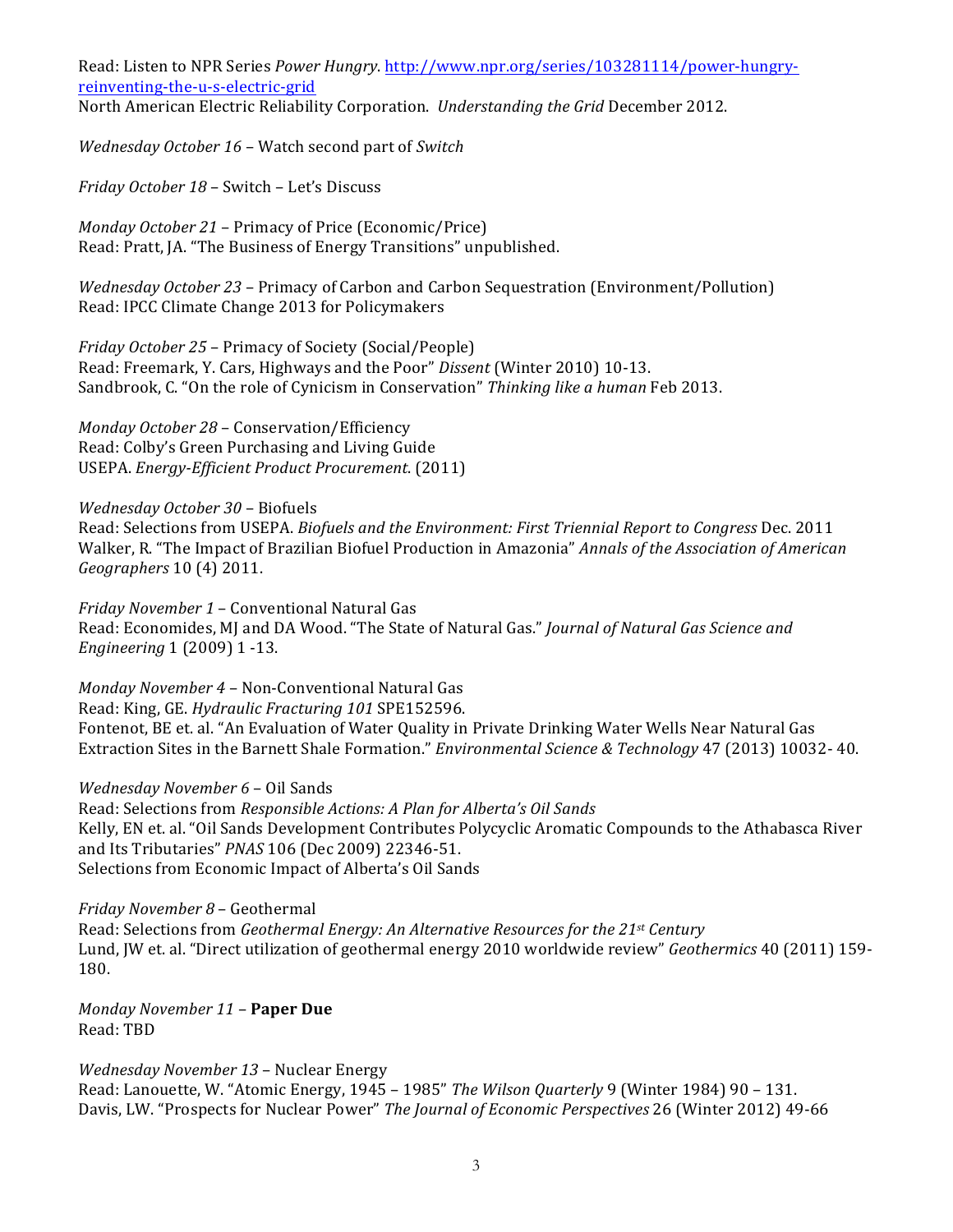Read: Listen to NPR Series *Power Hungry*. [http://www.npr.org/series/103281114/power-hungry-reinventing-the-u-s-electric-grid](http://www.npr.org/series/103281114/power-hungry-reinventing-the-u-s-electric-grid)
North American Electric Reliability Corporation. *Understanding the Grid* December 2012.

*Wednesday October 16* – Watch second part of *Switch*

*Friday October 18* – Switch – Let's Discuss

*Monday October 21* – Primacy of Price (Economic/Price)
Read: Pratt, JA. "The Business of Energy Transitions" unpublished.

*Wednesday October 23* – Primacy of Carbon and Carbon Sequestration (Environment/Pollution)
Read: IPCC Climate Change 2013 for Policymakers

*Friday October 25* – Primacy of Society (Social/People)
Read: Freemark, Y. Cars, Highways and the Poor" *Dissent* (Winter 2010) 10-13.
Sandbrook, C. "On the role of Cynicism in Conservation" *Thinking like a human* Feb 2013.

*Monday October 28* – Conservation/Efficiency
Read: Colby's Green Purchasing and Living Guide
USEPA. *Energy-Efficient Product Procurement*. (2011)

*Wednesday October 30* – Biofuels
Read: Selections from USEPA. *Biofuels and the Environment: First Triennial Report to Congress* Dec. 2011
Walker, R. "The Impact of Brazilian Biofuel Production in Amazonia" *Annals of the Association of American Geographers* 10 (4) 2011.

*Friday November 1* – Conventional Natural Gas
Read: Economides, MJ and DA Wood. "The State of Natural Gas." *Journal of Natural Gas Science and Engineering* 1 (2009) 1 -13.

*Monday November 4* – Non-Conventional Natural Gas
Read: King, GE. *Hydraulic Fracturing 101* SPE152596.
Fontenot, BE et. al. "An Evaluation of Water Quality in Private Drinking Water Wells Near Natural Gas Extraction Sites in the Barnett Shale Formation." *Environmental Science & Technology* 47 (2013) 10032- 40.

*Wednesday November 6* – Oil Sands
Read: Selections from *Responsible Actions: A Plan for Alberta's Oil Sands*
Kelly, EN et. al. "Oil Sands Development Contributes Polycyclic Aromatic Compounds to the Athabasca River and Its Tributaries" *PNAS* 106 (Dec 2009) 22346-51.
Selections from Economic Impact of Alberta's Oil Sands

*Friday November 8* – Geothermal
Read: Selections from *Geothermal Energy: An Alternative Resources for the 21st Century*
Lund, JW et. al. "Direct utilization of geothermal energy 2010 worldwide review" *Geothermics* 40 (2011) 159-180.

*Monday November 11* – **Paper Due**
Read: TBD

*Wednesday November 13* – Nuclear Energy
Read: Lanouette, W. "Atomic Energy, 1945 – 1985" *The Wilson Quarterly* 9 (Winter 1984) 90 – 131.
Davis, LW. "Prospects for Nuclear Power" *The Journal of Economic Perspectives* 26 (Winter 2012) 49-66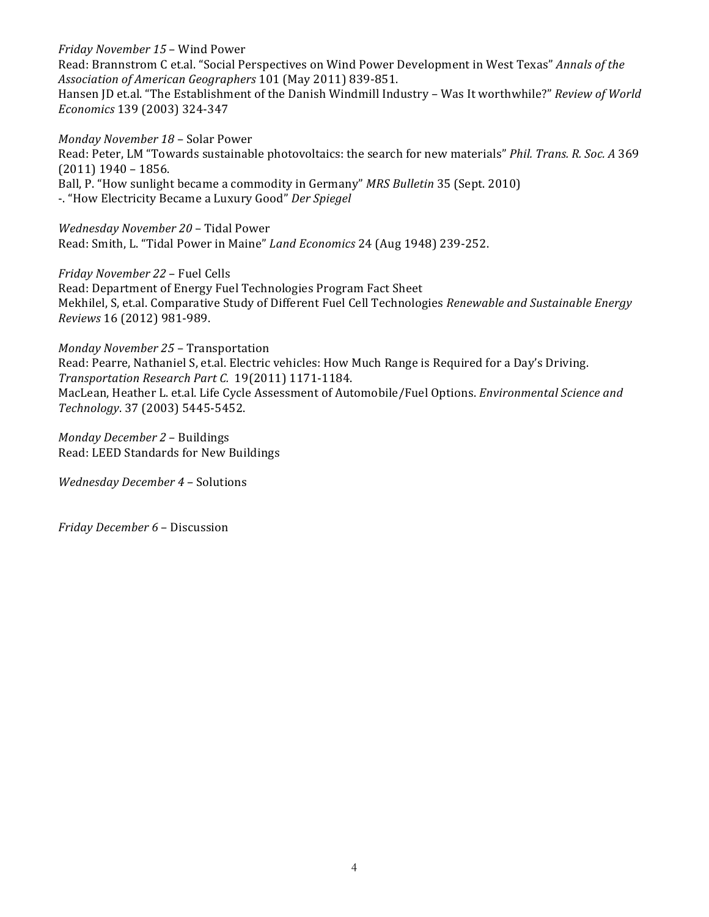*Friday November 15* – Wind Power
Read: Brannstrom C et.al. "Social Perspectives on Wind Power Development in West Texas" *Annals of the Association of American Geographers* 101 (May 2011) 839-851.
Hansen JD et.al. "The Establishment of the Danish Windmill Industry – Was It worthwhile?" *Review of World Economics* 139 (2003) 324-347

*Monday November 18* – Solar Power
Read: Peter, LM "Towards sustainable photovoltaics: the search for new materials" *Phil. Trans. R. Soc. A* 369 (2011) 1940 – 1856.
Ball, P. "How sunlight became a commodity in Germany" *MRS Bulletin* 35 (Sept. 2010)
-. "How Electricity Became a Luxury Good" *Der Spiegel*

*Wednesday November 20* – Tidal Power
Read: Smith, L. "Tidal Power in Maine" *Land Economics* 24 (Aug 1948) 239-252.

*Friday November 22* – Fuel Cells
Read: Department of Energy Fuel Technologies Program Fact Sheet
Mekhilel, S, et.al. Comparative Study of Different Fuel Cell Technologies *Renewable and Sustainable Energy Reviews* 16 (2012) 981-989.

*Monday November 25* – Transportation
Read: Pearre, Nathaniel S, et.al. Electric vehicles: How Much Range is Required for a Day's Driving. *Transportation Research Part C.* 19(2011) 1171-1184.
MacLean, Heather L. et.al. Life Cycle Assessment of Automobile/Fuel Options. *Environmental Science and Technology*. 37 (2003) 5445-5452.

*Monday December 2* – Buildings
Read: LEED Standards for New Buildings

*Wednesday December 4* – Solutions

*Friday December 6* – Discussion